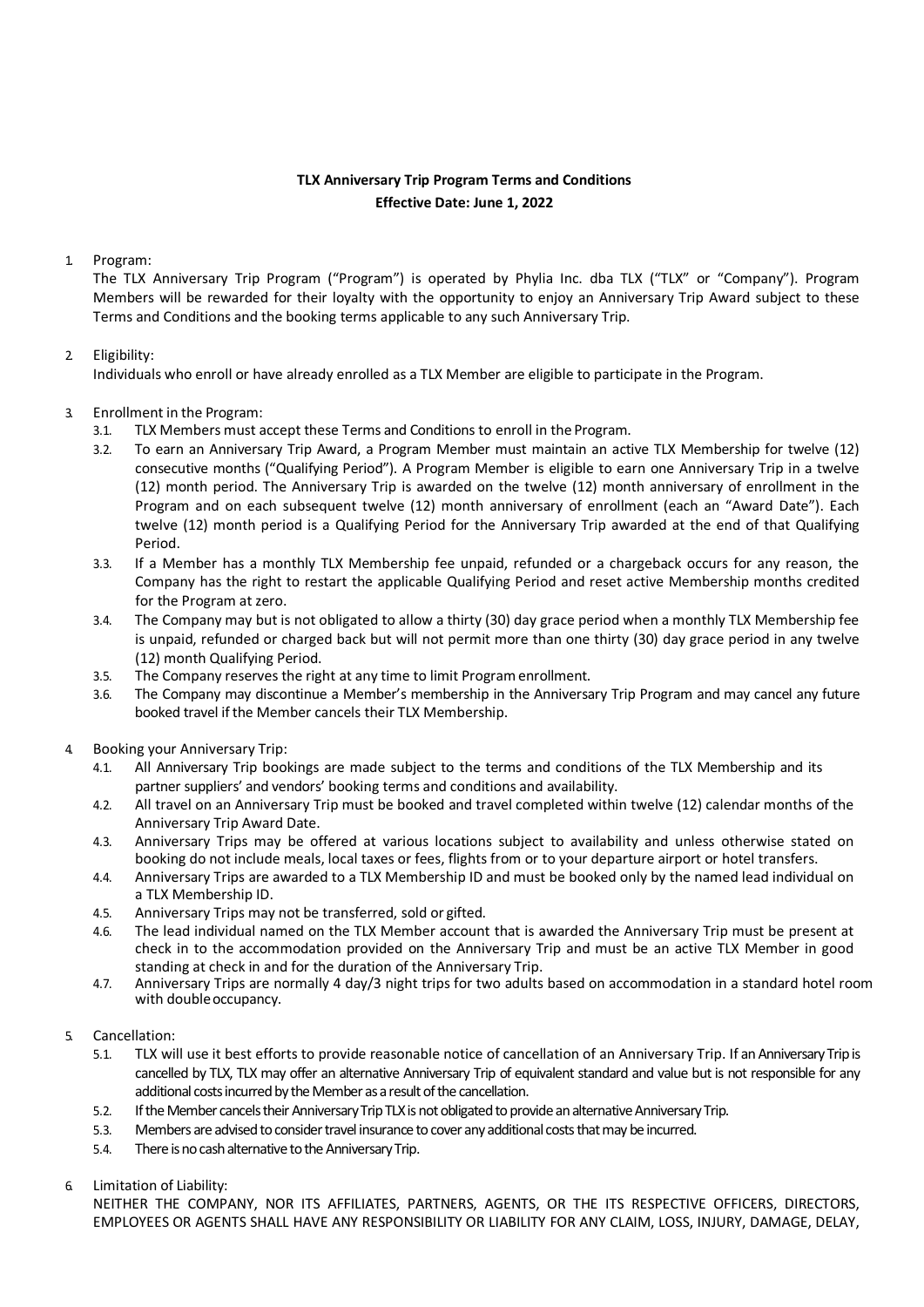**TLX Anniversary Trip Program Terms and Conditions**
**Effective Date: June 1, 2022**

1. Program:
   The TLX Anniversary Trip Program ("Program") is operated by Phylia Inc. dba TLX ("TLX" or "Company"). Program Members will be rewarded for their loyalty with the opportunity to enjoy an Anniversary Trip Award subject to these Terms and Conditions and the booking terms applicable to any such Anniversary Trip.

2. Eligibility:
   Individuals who enroll or have already enrolled as a TLX Member are eligible to participate in the Program.

3. Enrollment in the Program:
   3.1. TLX Members must accept these Terms and Conditions to enroll in the Program.
   3.2. To earn an Anniversary Trip Award, a Program Member must maintain an active TLX Membership for twelve (12) consecutive months ("Qualifying Period"). A Program Member is eligible to earn one Anniversary Trip in a twelve (12) month period. The Anniversary Trip is awarded on the twelve (12) month anniversary of enrollment in the Program and on each subsequent twelve (12) month anniversary of enrollment (each an "Award Date"). Each twelve (12) month period is a Qualifying Period for the Anniversary Trip awarded at the end of that Qualifying Period.
   3.3. If a Member has a monthly TLX Membership fee unpaid, refunded or a chargeback occurs for any reason, the Company has the right to restart the applicable Qualifying Period and reset active Membership months credited for the Program at zero.
   3.4. The Company may but is not obligated to allow a thirty (30) day grace period when a monthly TLX Membership fee is unpaid, refunded or charged back but will not permit more than one thirty (30) day grace period in any twelve (12) month Qualifying Period.
   3.5. The Company reserves the right at any time to limit Program enrollment.
   3.6. The Company may discontinue a Member's membership in the Anniversary Trip Program and may cancel any future booked travel if the Member cancels their TLX Membership.

4. Booking your Anniversary Trip:
   4.1. All Anniversary Trip bookings are made subject to the terms and conditions of the TLX Membership and its partner suppliers' and vendors' booking terms and conditions and availability.
   4.2. All travel on an Anniversary Trip must be booked and travel completed within twelve (12) calendar months of the Anniversary Trip Award Date.
   4.3. Anniversary Trips may be offered at various locations subject to availability and unless otherwise stated on booking do not include meals, local taxes or fees, flights from or to your departure airport or hotel transfers.
   4.4. Anniversary Trips are awarded to a TLX Membership ID and must be booked only by the named lead individual on a TLX Membership ID.
   4.5. Anniversary Trips may not be transferred, sold or gifted.
   4.6. The lead individual named on the TLX Member account that is awarded the Anniversary Trip must be present at check in to the accommodation provided on the Anniversary Trip and must be an active TLX Member in good standing at check in and for the duration of the Anniversary Trip.
   4.7. Anniversary Trips are normally 4 day/3 night trips for two adults based on accommodation in a standard hotel room with double occupancy.

5. Cancellation:
   5.1. TLX will use it best efforts to provide reasonable notice of cancellation of an Anniversary Trip. If an Anniversary Trip is cancelled by TLX, TLX may offer an alternative Anniversary Trip of equivalent standard and value but is not responsible for any additional costs incurred by the Member as a result of the cancellation.
   5.2. If the Member cancels their Anniversary Trip TLX is not obligated to provide an alternative Anniversary Trip.
   5.3. Members are advised to consider travel insurance to cover any additional costs that may be incurred.
   5.4. There is no cash alternative to the Anniversary Trip.

6. Limitation of Liability:
   NEITHER THE COMPANY, NOR ITS AFFILIATES, PARTNERS, AGENTS, OR THE ITS RESPECTIVE OFFICERS, DIRECTORS, EMPLOYEES OR AGENTS SHALL HAVE ANY RESPONSIBILITY OR LIABILITY FOR ANY CLAIM, LOSS, INJURY, DAMAGE, DELAY,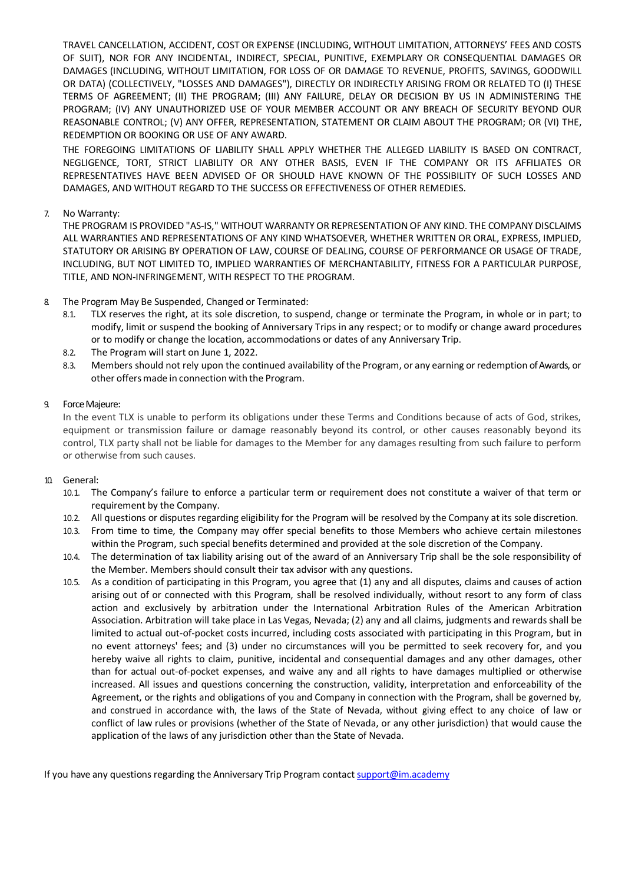TRAVEL CANCELLATION, ACCIDENT, COST OR EXPENSE (INCLUDING, WITHOUT LIMITATION, ATTORNEYS' FEES AND COSTS OF SUIT), NOR FOR ANY INCIDENTAL, INDIRECT, SPECIAL, PUNITIVE, EXEMPLARY OR CONSEQUENTIAL DAMAGES OR DAMAGES (INCLUDING, WITHOUT LIMITATION, FOR LOSS OF OR DAMAGE TO REVENUE, PROFITS, SAVINGS, GOODWILL OR DATA) (COLLECTIVELY, "LOSSES AND DAMAGES"), DIRECTLY OR INDIRECTLY ARISING FROM OR RELATED TO (I) THESE TERMS OF AGREEMENT; (II) THE PROGRAM; (III) ANY FAILURE, DELAY OR DECISION BY US IN ADMINISTERING THE PROGRAM; (IV) ANY UNAUTHORIZED USE OF YOUR MEMBER ACCOUNT OR ANY BREACH OF SECURITY BEYOND OUR REASONABLE CONTROL; (V) ANY OFFER, REPRESENTATION, STATEMENT OR CLAIM ABOUT THE PROGRAM; OR (VI) THE, REDEMPTION OR BOOKING OR USE OF ANY AWARD.

THE FOREGOING LIMITATIONS OF LIABILITY SHALL APPLY WHETHER THE ALLEGED LIABILITY IS BASED ON CONTRACT, NEGLIGENCE, TORT, STRICT LIABILITY OR ANY OTHER BASIS, EVEN IF THE COMPANY OR ITS AFFILIATES OR REPRESENTATIVES HAVE BEEN ADVISED OF OR SHOULD HAVE KNOWN OF THE POSSIBILITY OF SUCH LOSSES AND DAMAGES, AND WITHOUT REGARD TO THE SUCCESS OR EFFECTIVENESS OF OTHER REMEDIES.

7. No Warranty:

   THE PROGRAM IS PROVIDED "AS-IS," WITHOUT WARRANTY OR REPRESENTATION OF ANY KIND. THE COMPANY DISCLAIMS ALL WARRANTIES AND REPRESENTATIONS OF ANY KIND WHATSOEVER, WHETHER WRITTEN OR ORAL, EXPRESS, IMPLIED, STATUTORY OR ARISING BY OPERATION OF LAW, COURSE OF DEALING, COURSE OF PERFORMANCE OR USAGE OF TRADE, INCLUDING, BUT NOT LIMITED TO, IMPLIED WARRANTIES OF MERCHANTABILITY, FITNESS FOR A PARTICULAR PURPOSE, TITLE, AND NON-INFRINGEMENT, WITH RESPECT TO THE PROGRAM.

8. The Program May Be Suspended, Changed or Terminated:
   - 8.1. TLX reserves the right, at its sole discretion, to suspend, change or terminate the Program, in whole or in part; to modify, limit or suspend the booking of Anniversary Trips in any respect; or to modify or change award procedures or to modify or change the location, accommodations or dates of any Anniversary Trip.
   - 8.2. The Program will start on June 1, 2022.
   - 8.3. Members should not rely upon the continued availability of the Program, or any earning or redemption of Awards, or other offers made in connection with the Program.

9. Force Majeure:

   In the event TLX is unable to perform its obligations under these Terms and Conditions because of acts of God, strikes, equipment or transmission failure or damage reasonably beyond its control, or other causes reasonably beyond its control, TLX party shall not be liable for damages to the Member for any damages resulting from such failure to perform or otherwise from such causes.

10. General:
    - 10.1. The Company's failure to enforce a particular term or requirement does not constitute a waiver of that term or requirement by the Company.
    - 10.2. All questions or disputes regarding eligibility for the Program will be resolved by the Company at its sole discretion.
    - 10.3. From time to time, the Company may offer special benefits to those Members who achieve certain milestones within the Program, such special benefits determined and provided at the sole discretion of the Company.
    - 10.4. The determination of tax liability arising out of the award of an Anniversary Trip shall be the sole responsibility of the Member. Members should consult their tax advisor with any questions.
    - 10.5. As a condition of participating in this Program, you agree that (1) any and all disputes, claims and causes of action arising out of or connected with this Program, shall be resolved individually, without resort to any form of class action and exclusively by arbitration under the International Arbitration Rules of the American Arbitration Association. Arbitration will take place in Las Vegas, Nevada; (2) any and all claims, judgments and rewards shall be limited to actual out-of-pocket costs incurred, including costs associated with participating in this Program, but in no event attorneys' fees; and (3) under no circumstances will you be permitted to seek recovery for, and you hereby waive all rights to claim, punitive, incidental and consequential damages and any other damages, other than for actual out-of-pocket expenses, and waive any and all rights to have damages multiplied or otherwise increased. All issues and questions concerning the construction, validity, interpretation and enforceability of the Agreement, or the rights and obligations of you and Company in connection with the Program, shall be governed by, and construed in accordance with, the laws of the State of Nevada, without giving effect to any choice of law or conflict of law rules or provisions (whether of the State of Nevada, or any other jurisdiction) that would cause the application of the laws of any jurisdiction other than the State of Nevada.

If you have any questions regarding the Anniversary Trip Program contact support@im.academy